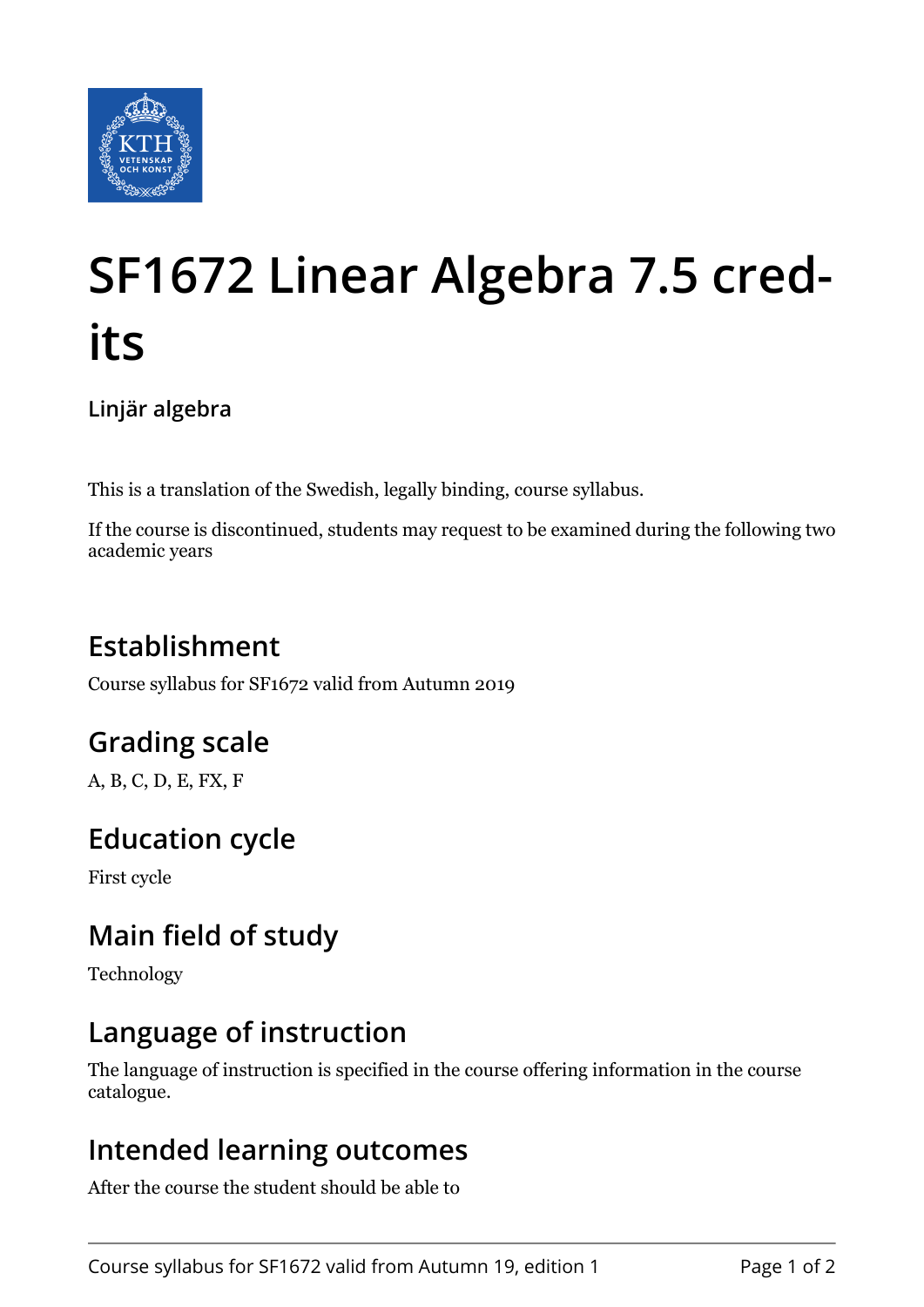# SF1672 Linear Algebra 7.5 credits

**Linjär algebra**

This is a translation of the Swedish, legally binding, course syllabus.

If the course is discontinued, students may request to be examined during the following two academic years

## Establishment

Course syllabus for SF1672 valid from Autumn 2019

## Grading scale

A, B, C, D, E, FX, F

## Education cycle

First cycle

## Main field of study

Technology

## Language of instruction

The language of instruction is specified in the course offering information in the course catalogue.

## Intended learning outcomes

After the course the student should be able to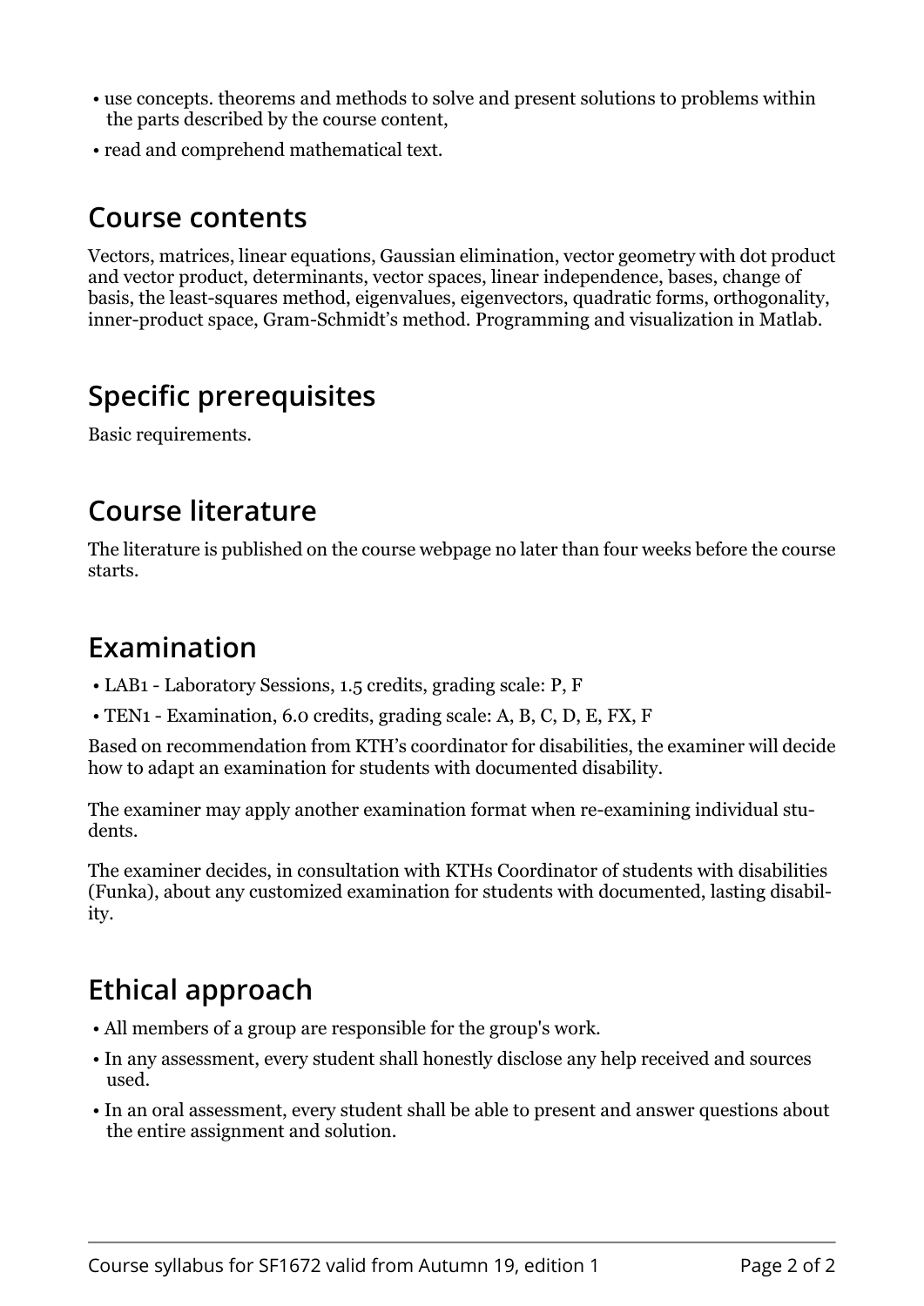- use concepts. theorems and methods to solve and present solutions to problems within the parts described by the course content,
- read and comprehend mathematical text.

## Course contents

Vectors, matrices, linear equations, Gaussian elimination, vector geometry with dot product and vector product, determinants, vector spaces, linear independence, bases, change of basis, the least-squares method, eigenvalues, eigenvectors, quadratic forms, orthogonality, inner-product space, Gram-Schmidt's method. Programming and visualization in Matlab.

## Specific prerequisites

Basic requirements.

## Course literature

The literature is published on the course webpage no later than four weeks before the course starts.

## Examination

- LAB1 - Laboratory Sessions, 1.5 credits, grading scale: P, F
- TEN1 - Examination, 6.0 credits, grading scale: A, B, C, D, E, FX, F

Based on recommendation from KTH's coordinator for disabilities, the examiner will decide how to adapt an examination for students with documented disability.

The examiner may apply another examination format when re-examining individual students.

The examiner decides, in consultation with KTHs Coordinator of students with disabilities (Funka), about any customized examination for students with documented, lasting disability.

## Ethical approach

- All members of a group are responsible for the group's work.
- In any assessment, every student shall honestly disclose any help received and sources used.
- In an oral assessment, every student shall be able to present and answer questions about the entire assignment and solution.